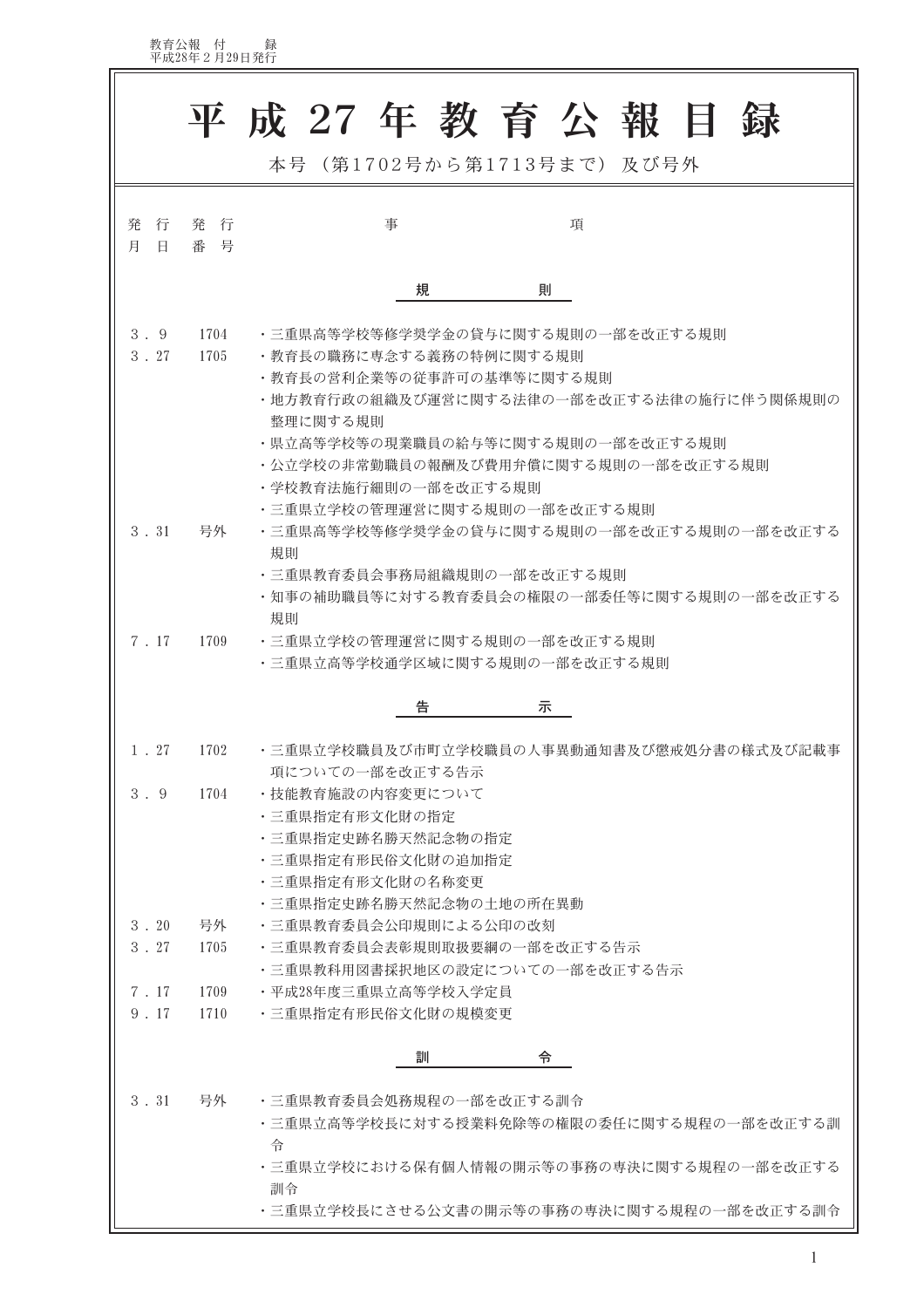教育公報　付　　録
平成28年２月29日発行

# 平成27年教育公報目録

本号（第1702号から第1713号まで）及び号外

| 発行月日 | 発行番号 | 事項 |
| --- | --- | --- |
| | | **規則** |
| 3．9 | 1704 | ・三重県高等学校等修学奨学金の貸与に関する規則の一部を改正する規則 |
| 3．27 | 1705 | ・教育長の職務に専念する義務の特例に関する規則 |
| | | ・教育長の営利企業等の従事許可の基準等に関する規則 |
| | | ・地方教育行政の組織及び運営に関する法律の一部を改正する法律の施行に伴う関係規則の整理に関する規則 |
| | | ・県立高等学校等の現業職員の給与等に関する規則の一部を改正する規則 |
| | | ・公立学校の非常勤職員の報酬及び費用弁償に関する規則の一部を改正する規則 |
| | | ・学校教育法施行細則の一部を改正する規則 |
| | | ・三重県立学校の管理運営に関する規則の一部を改正する規則 |
| 3．31 | 号外 | ・三重県高等学校等修学奨学金の貸与に関する規則の一部を改正する規則の一部を改正する規則 |
| | | ・三重県教育委員会事務局組織規則の一部を改正する規則 |
| | | ・知事の補助職員等に対する教育委員会の権限の一部委任等に関する規則の一部を改正する規則 |
| 7．17 | 1709 | ・三重県立学校の管理運営に関する規則の一部を改正する規則 |
| | | ・三重県立高等学校通学区域に関する規則の一部を改正する規則 |
| | | **告示** |
| 1．27 | 1702 | ・三重県立学校職員及び市町立学校職員の人事異動通知書及び懲戒処分書の様式及び記載事項についての一部を改正する告示 |
| 3．9 | 1704 | ・技能教育施設の内容変更について |
| | | ・三重県指定有形文化財の指定 |
| | | ・三重県指定史跡名勝天然記念物の指定 |
| | | ・三重県指定有形民俗文化財の追加指定 |
| | | ・三重県指定有形文化財の名称変更 |
| | | ・三重県指定史跡名勝天然記念物の土地の所在異動 |
| 3．20 | 号外 | ・三重県教育委員会公印規則による公印の改刻 |
| 3．27 | 1705 | ・三重県教育委員会表彰規則取扱要綱の一部を改正する告示 |
| | | ・三重県教科用図書採択地区の設定についての一部を改正する告示 |
| 7．17 | 1709 | ・平成28年度三重県立高等学校入学定員 |
| 9．17 | 1710 | ・三重県指定有形民俗文化財の規模変更 |
| | | **訓令** |
| 3．31 | 号外 | ・三重県教育委員会処務規程の一部を改正する訓令 |
| | | ・三重県立高等学校長に対する授業料免除等の権限の委任に関する規程の一部を改正する訓令 |
| | | ・三重県立学校における保有個人情報の開示等の事務の専決に関する規程の一部を改正する訓令 |
| | | ・三重県立学校長にさせる公文書の開示等の事務の専決に関する規程の一部を改正する訓令 |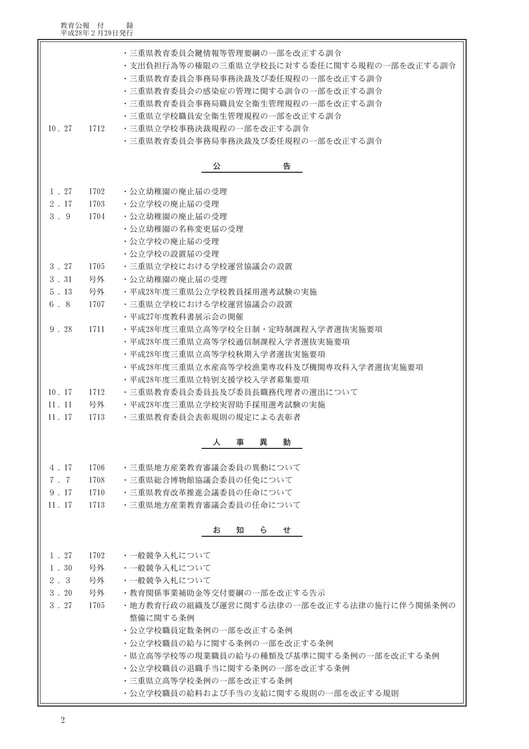| | | |
|---|---|---|
| | | ・三重県教育委員会鍵情報等管理要綱の一部を改正する訓令 |
| | | ・支出負担行為等の権限の三重県立学校長に対する委任に関する規程の一部を改正する訓令 |
| | | ・三重県教育委員会事務局事務決裁及び委任規程の一部を改正する訓令 |
| | | ・三重県教育委員会の感染症の管理に関する訓令の一部を改正する訓令 |
| | | ・三重県教育委員会事務局職員安全衛生管理規程の一部を改正する訓令 |
| | | ・三重県立学校職員安全衛生管理規程の一部を改正する訓令 |
| 10．27 | 1712 | ・三重県立学校事務決裁規程の一部を改正する訓令 |
| | | ・三重県教育委員会事務局事務決裁及び委任規程の一部を改正する訓令 |

## 公　告

| | | |
|---|---|---|
| 1．27 | 1702 | ・公立幼稚園の廃止届の受理 |
| 2．17 | 1703 | ・公立学校の廃止届の受理 |
| 3．9 | 1704 | ・公立幼稚園の廃止届の受理 |
| | | ・公立幼稚園の名称変更届の受理 |
| | | ・公立学校の廃止届の受理 |
| | | ・公立学校の設置届の受理 |
| 3．27 | 1705 | ・三重県立学校における学校運営協議会の設置 |
| 3．31 | 号外 | ・公立幼稚園の廃止届の受理 |
| 5．13 | 号外 | ・平成28年度三重県公立学校教員採用選考試験の実施 |
| 6．8 | 1707 | ・三重県立学校における学校運営協議会の設置 |
| | | ・平成27年度教科書展示会の開催 |
| 9．28 | 1711 | ・平成28年度三重県立高等学校全日制・定時制課程入学者選抜実施要項 |
| | | ・平成28年度三重県立高等学校通信制課程入学者選抜実施要項 |
| | | ・平成28年度三重県立高等学校秋期入学者選抜実施要項 |
| | | ・平成28年度三重県立水産高等学校漁業専攻科及び機関専攻科入学者選抜実施要項 |
| | | ・平成28年度三重県立特別支援学校入学者募集要項 |
| 10．17 | 1712 | ・三重県教育委員会委員長及び委員長職務代理者の選出について |
| 11．11 | 号外 | ・平成28年度三重県立学校実習助手採用選考試験の実施 |
| 11．17 | 1713 | ・三重県教育委員会表彰規則の規定による表彰者 |

## 人　事　異　動

| | | |
|---|---|---|
| 4．17 | 1706 | ・三重県地方産業教育審議会委員の異動について |
| 7．7 | 1708 | ・三重県総合博物館協議会委員の任免について |
| 9．17 | 1710 | ・三重県教育改革推進会議委員の任命について |
| 11．17 | 1713 | ・三重県地方産業教育審議会委員の任命について |

## お　知　ら　せ

| | | |
|---|---|---|
| 1．27 | 1702 | ・一般競争入札について |
| 1．30 | 号外 | ・一般競争入札について |
| 2．3 | 号外 | ・一般競争入札について |
| 3．20 | 号外 | ・教育関係事業補助金等交付要綱の一部を改正する告示 |
| 3．27 | 1705 | ・地方教育行政の組織及び運営に関する法律の一部を改正する法律の施行に伴う関係条例の整備に関する条例 |
| | | ・公立学校職員定数条例の一部を改正する条例 |
| | | ・公立学校職員の給与に関する条例の一部を改正する条例 |
| | | ・県立高等学校等の現業職員の給与の種類及び基準に関する条例の一部を改正する条例 |
| | | ・公立学校職員の退職手当に関する条例の一部を改正する条例 |
| | | ・三重県立高等学校条例の一部を改正する条例 |
| | | ・公立学校職員の給料および手当の支給に関する規則の一部を改正する規則 |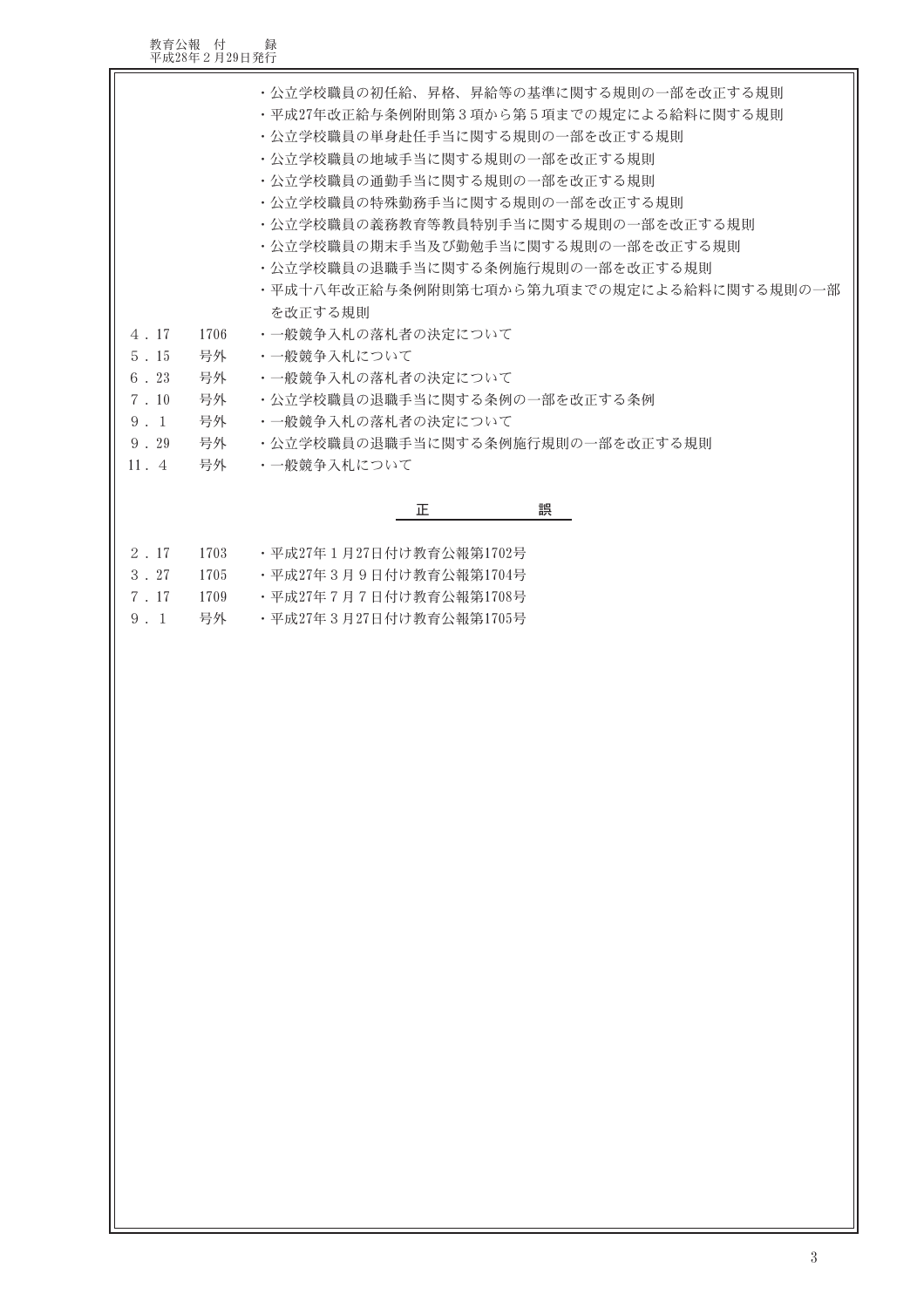・公立学校職員の初任給、昇格、昇給等の基準に関する規則の一部を改正する規則
・平成27年改正給与条例附則第３項から第５項までの規定による給料に関する規則
・公立学校職員の単身赴任手当に関する規則の一部を改正する規則
・公立学校職員の地域手当に関する規則の一部を改正する規則
・公立学校職員の通勤手当に関する規則の一部を改正する規則
・公立学校職員の特殊勤務手当に関する規則の一部を改正する規則
・公立学校職員の義務教育等教員特別手当に関する規則の一部を改正する規則
・公立学校職員の期末手当及び勤勉手当に関する規則の一部を改正する規則
・公立学校職員の退職手当に関する条例施行規則の一部を改正する規則
・平成十八年改正給与条例附則第七項から第九項までの規定による給料に関する規則の一部を改正する規則

| | | |
|---|---|---|
| 4．17 | 1706 | ・一般競争入札の落札者の決定について |
| 5．15 | 号外 | ・一般競争入札について |
| 6．23 | 号外 | ・一般競争入札の落札者の決定について |
| 7．10 | 号外 | ・公立学校職員の退職手当に関する条例の一部を改正する条例 |
| 9．1 | 号外 | ・一般競争入札の落札者の決定について |
| 9．29 | 号外 | ・公立学校職員の退職手当に関する条例施行規則の一部を改正する規則 |
| 11．4 | 号外 | ・一般競争入札について |

## 正　　誤

| | | |
|---|---|---|
| 2．17 | 1703 | ・平成27年１月27日付け教育公報第1702号 |
| 3．27 | 1705 | ・平成27年３月９日付け教育公報第1704号 |
| 7．17 | 1709 | ・平成27年７月７日付け教育公報第1708号 |
| 9．1 | 号外 | ・平成27年３月27日付け教育公報第1705号 |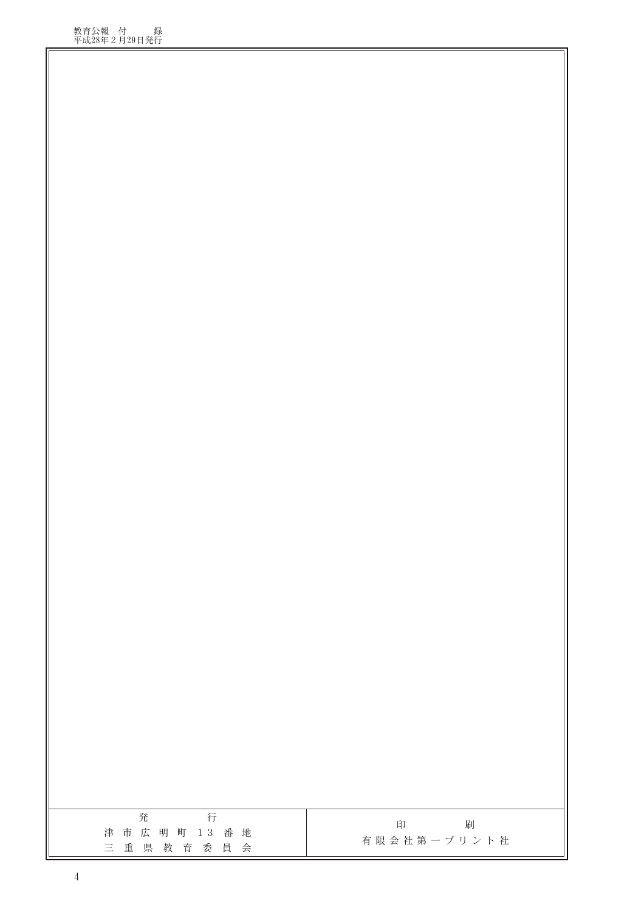| 発　　行 | 印　　刷 |
| --- | --- |
| 津市広明町13番地<br>三重県教育委員会 | 有限会社第一プリント社 |